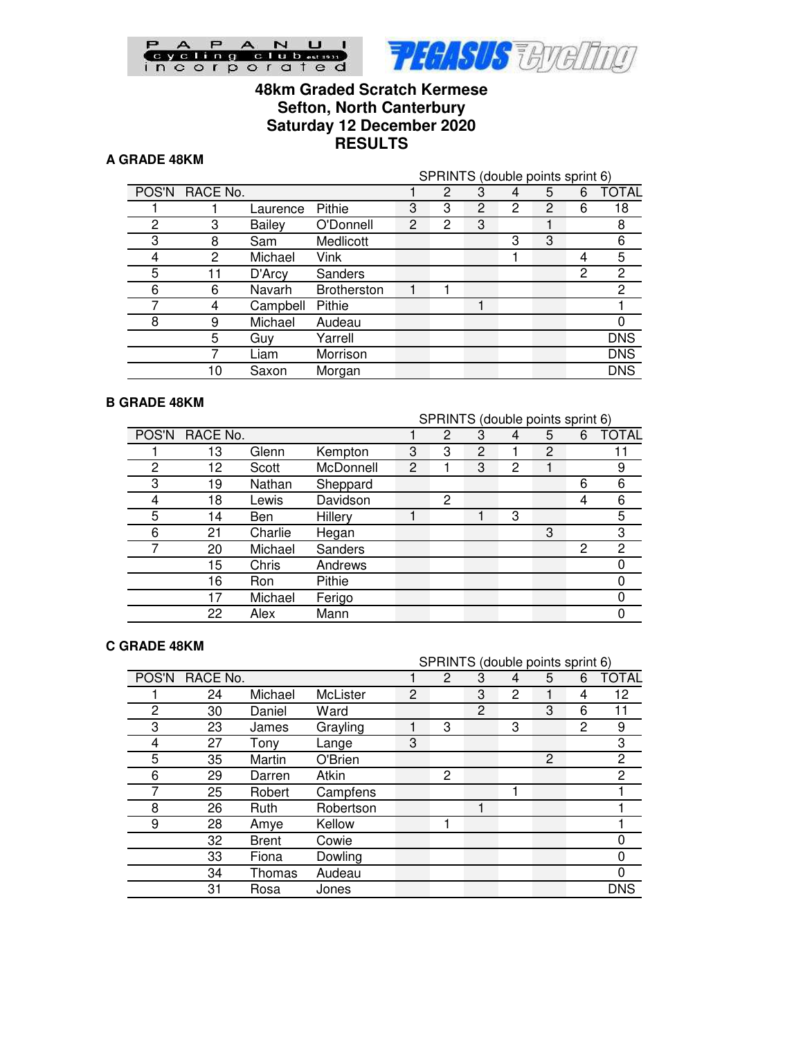# 48km Graded Scratch Kermese
## Sefton, North Canterbury
## Saturday 12 December 2020
## RESULTS

### A GRADE 48KM

| POS'N | RACE No. | | | SPRINTS (double points sprint 6) 1 | 2 | 3 | 4 | 5 | 6 | TOTAL |
|---|---|---|---|---|---|---|---|---|---|---|
| 1 | 1 | Laurence | Pithie | 3 | 3 | 2 | 2 | 2 | 6 | 18 |
| 2 | 3 | Bailey | O'Donnell | 2 | 2 | 3 | | 1 | | 8 |
| 3 | 8 | Sam | Medlicott | | | | 3 | 3 | | 6 |
| 4 | 2 | Michael | Vink | | | | 1 | | 4 | 5 |
| 5 | 11 | D'Arcy | Sanders | | | | | | 2 | 2 |
| 6 | 6 | Navarh | Brotherston | 1 | 1 | | | | | 2 |
| 7 | 4 | Campbell | Pithie | | | 1 | | | | 1 |
| 8 | 9 | Michael | Audeau | | | | | | | 0 |
| | 5 | Guy | Yarrell | | | | | | | DNS |
| | 7 | Liam | Morrison | | | | | | | DNS |
| | 10 | Saxon | Morgan | | | | | | | DNS |

### B GRADE 48KM

| POS'N | RACE No. | | | SPRINTS (double points sprint 6) 1 | 2 | 3 | 4 | 5 | 6 | TOTAL |
|---|---|---|---|---|---|---|---|---|---|---|
| 1 | 13 | Glenn | Kempton | 3 | 3 | 2 | 1 | 2 | | 11 |
| 2 | 12 | Scott | McDonnell | 2 | 1 | 3 | 2 | 1 | | 9 |
| 3 | 19 | Nathan | Sheppard | | | | | | 6 | 6 |
| 4 | 18 | Lewis | Davidson | | 2 | | | | 4 | 6 |
| 5 | 14 | Ben | Hillery | 1 | | 1 | 3 | | | 5 |
| 6 | 21 | Charlie | Hegan | | | | | 3 | | 3 |
| 7 | 20 | Michael | Sanders | | | | | | 2 | 2 |
| | 15 | Chris | Andrews | | | | | | | 0 |
| | 16 | Ron | Pithie | | | | | | | 0 |
| | 17 | Michael | Ferigo | | | | | | | 0 |
| | 22 | Alex | Mann | | | | | | | 0 |

### C GRADE 48KM

| POS'N | RACE No. | | | SPRINTS (double points sprint 6) 1 | 2 | 3 | 4 | 5 | 6 | TOTAL |
|---|---|---|---|---|---|---|---|---|---|---|
| 1 | 24 | Michael | McLister | 2 | | 3 | 2 | 1 | 4 | 12 |
| 2 | 30 | Daniel | Ward | | | 2 | | 3 | 6 | 11 |
| 3 | 23 | James | Grayling | 1 | 3 | | 3 | | 2 | 9 |
| 4 | 27 | Tony | Lange | 3 | | | | | | 3 |
| 5 | 35 | Martin | O'Brien | | | | | 2 | | 2 |
| 6 | 29 | Darren | Atkin | | 2 | | | | | 2 |
| 7 | 25 | Robert | Campfens | | | | 1 | | | 1 |
| 8 | 26 | Ruth | Robertson | | | 1 | | | | 1 |
| 9 | 28 | Amye | Kellow | | 1 | | | | | 1 |
| | 32 | Brent | Cowie | | | | | | | 0 |
| | 33 | Fiona | Dowling | | | | | | | 0 |
| | 34 | Thomas | Audeau | | | | | | | 0 |
| | 31 | Rosa | Jones | | | | | | | DNS |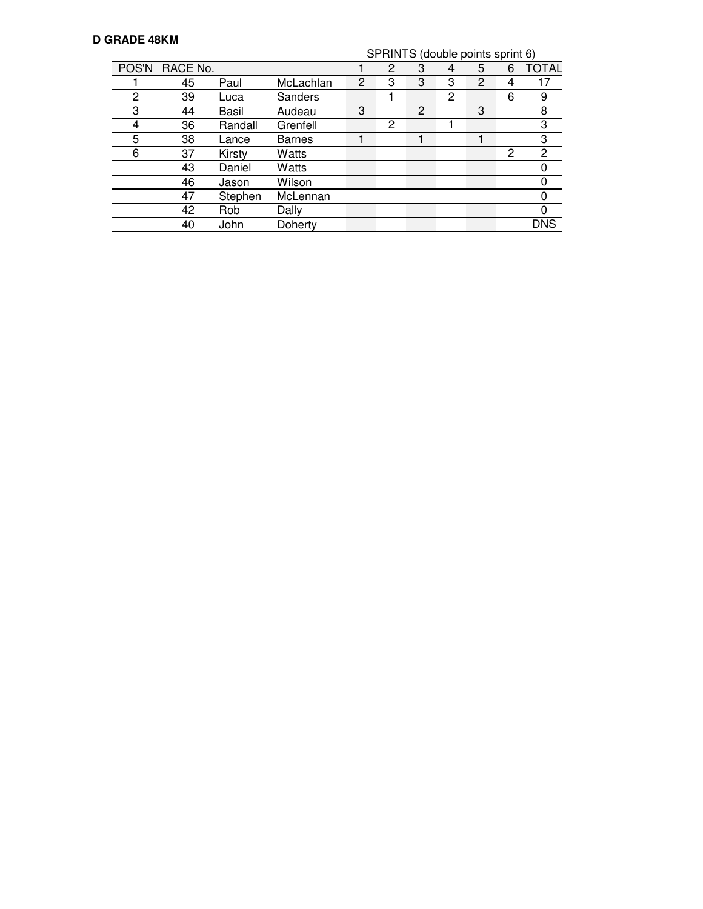**D GRADE 48KM**

| POS'N | RACE No. | | | SPRINTS (double points sprint 6) | | | | | | |
|---|---|---|---|---|---|---|---|---|---|---|
| | | | | 1 | 2 | 3 | 4 | 5 | 6 | TOTAL |
| 1 | 45 | Paul | McLachlan | 2 | 3 | 3 | 3 | 2 | 4 | 17 |
| 2 | 39 | Luca | Sanders | | 1 | | 2 | | 6 | 9 |
| 3 | 44 | Basil | Audeau | 3 | | 2 | | 3 | | 8 |
| 4 | 36 | Randall | Grenfell | | 2 | | 1 | | | 3 |
| 5 | 38 | Lance | Barnes | 1 | | 1 | | 1 | | 3 |
| 6 | 37 | Kirsty | Watts | | | | | | 2 | 2 |
| | 43 | Daniel | Watts | | | | | | | 0 |
| | 46 | Jason | Wilson | | | | | | | 0 |
| | 47 | Stephen | McLennan | | | | | | | 0 |
| | 42 | Rob | Dally | | | | | | | 0 |
| | 40 | John | Doherty | | | | | | | DNS |